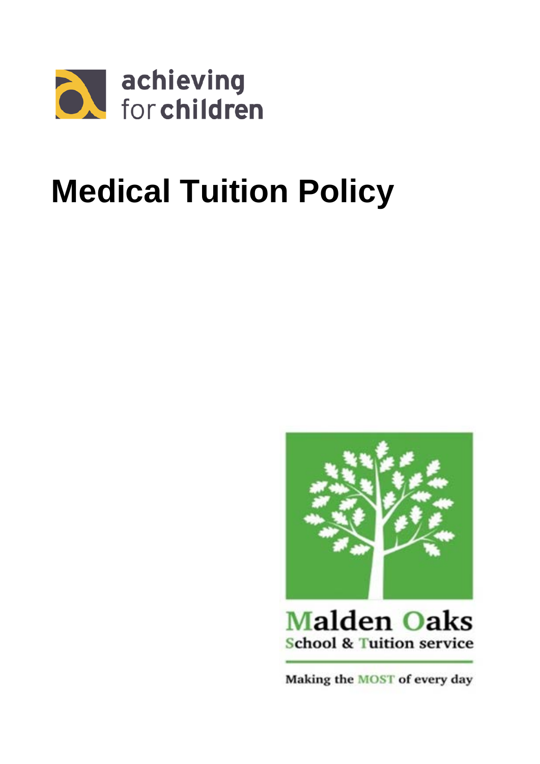achieving for children

# Medical Tuition Policy

Malden Oaks
School & Tuition service

Making the MOST of every day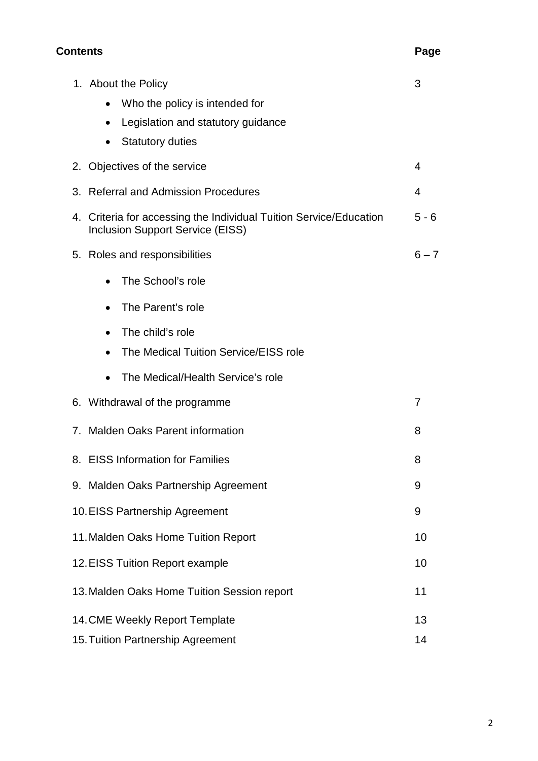| **Contents** | **Page** |
|---|---|
| 1. About the Policy | 3 |
| • Who the policy is intended for | |
| • Legislation and statutory guidance | |
| • Statutory duties | |
| 2. Objectives of the service | 4 |
| 3. Referral and Admission Procedures | 4 |
| 4. Criteria for accessing the Individual Tuition Service/Education Inclusion Support Service (EISS) | 5 - 6 |
| 5. Roles and responsibilities | 6 – 7 |
| • The School's role | |
| • The Parent's role | |
| • The child's role | |
| • The Medical Tuition Service/EISS role | |
| • The Medical/Health Service's role | |
| 6. Withdrawal of the programme | 7 |
| 7. Malden Oaks Parent information | 8 |
| 8. EISS Information for Families | 8 |
| 9. Malden Oaks Partnership Agreement | 9 |
| 10. EISS Partnership Agreement | 9 |
| 11. Malden Oaks Home Tuition Report | 10 |
| 12. EISS Tuition Report example | 10 |
| 13. Malden Oaks Home Tuition Session report | 11 |
| 14. CME Weekly Report Template | 13 |
| 15. Tuition Partnership Agreement | 14 |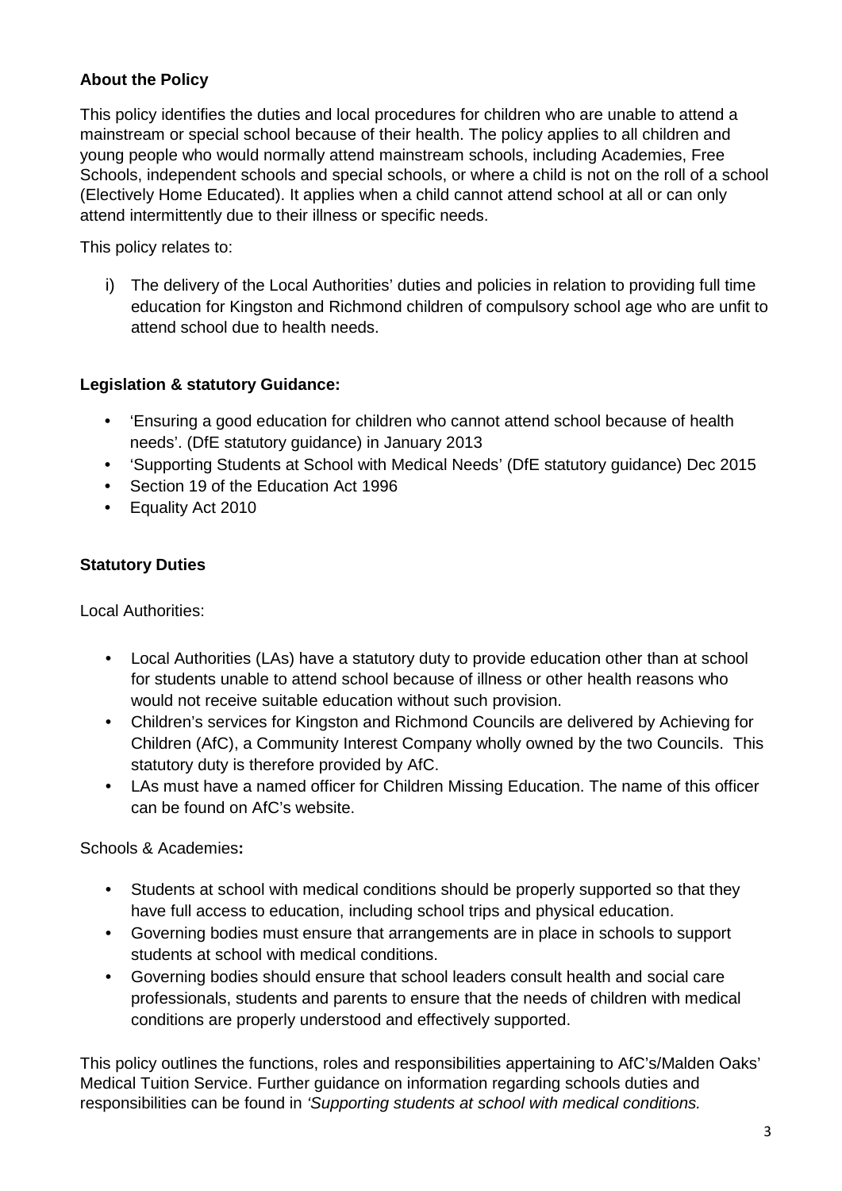**About the Policy**

This policy identifies the duties and local procedures for children who are unable to attend a mainstream or special school because of their health. The policy applies to all children and young people who would normally attend mainstream schools, including Academies, Free Schools, independent schools and special schools, or where a child is not on the roll of a school (Electively Home Educated). It applies when a child cannot attend school at all or can only attend intermittently due to their illness or specific needs.

This policy relates to:

i) The delivery of the Local Authorities' duties and policies in relation to providing full time education for Kingston and Richmond children of compulsory school age who are unfit to attend school due to health needs.

**Legislation & statutory Guidance:**

- 'Ensuring a good education for children who cannot attend school because of health needs'. (DfE statutory guidance) in January 2013
- 'Supporting Students at School with Medical Needs' (DfE statutory guidance) Dec 2015
- Section 19 of the Education Act 1996
- Equality Act 2010

**Statutory Duties**

Local Authorities:

- Local Authorities (LAs) have a statutory duty to provide education other than at school for students unable to attend school because of illness or other health reasons who would not receive suitable education without such provision.
- Children's services for Kingston and Richmond Councils are delivered by Achieving for Children (AfC), a Community Interest Company wholly owned by the two Councils. This statutory duty is therefore provided by AfC.
- LAs must have a named officer for Children Missing Education. The name of this officer can be found on AfC's website.

Schools & Academies**:**

- Students at school with medical conditions should be properly supported so that they have full access to education, including school trips and physical education.
- Governing bodies must ensure that arrangements are in place in schools to support students at school with medical conditions.
- Governing bodies should ensure that school leaders consult health and social care professionals, students and parents to ensure that the needs of children with medical conditions are properly understood and effectively supported.

This policy outlines the functions, roles and responsibilities appertaining to AfC's/Malden Oaks' Medical Tuition Service. Further guidance on information regarding schools duties and responsibilities can be found in *'Supporting students at school with medical conditions.*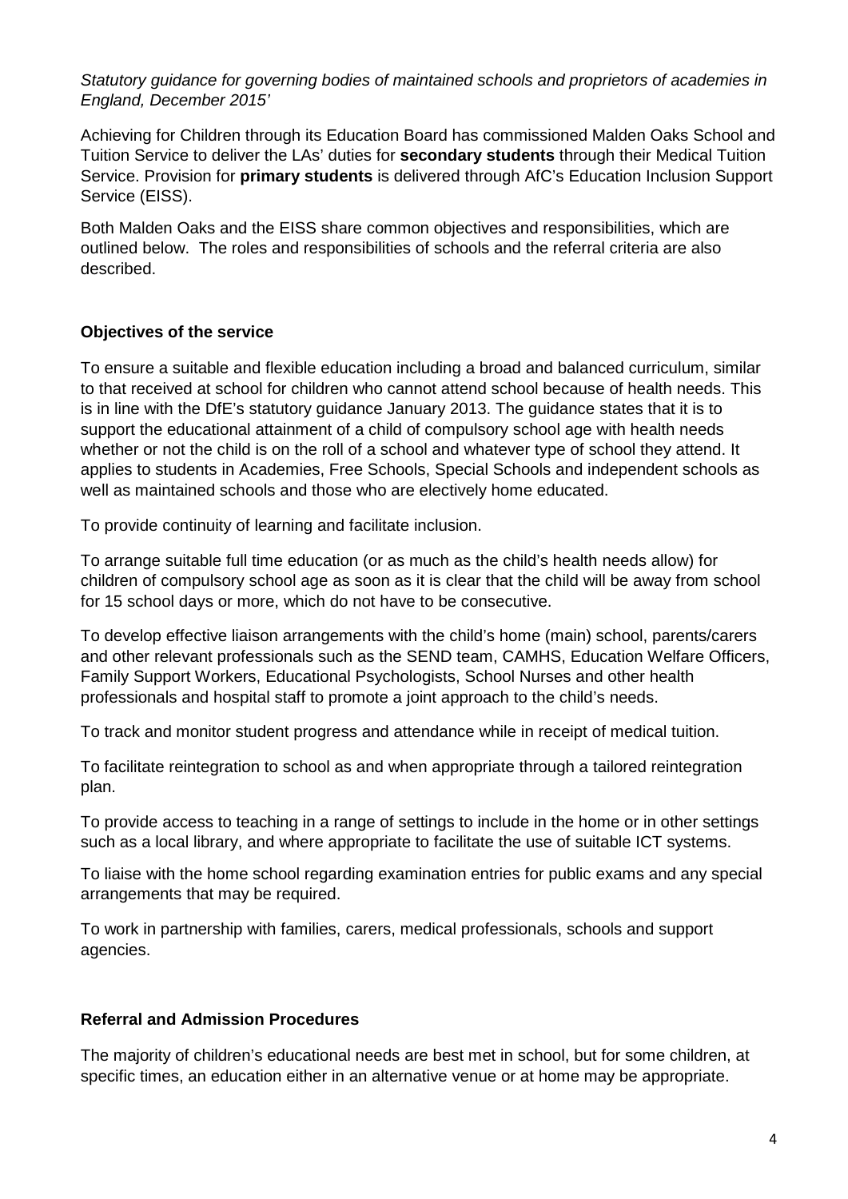*Statutory guidance for governing bodies of maintained schools and proprietors of academies in England, December 2015'*

Achieving for Children through its Education Board has commissioned Malden Oaks School and Tuition Service to deliver the LAs' duties for **secondary students** through their Medical Tuition Service. Provision for **primary students** is delivered through AfC's Education Inclusion Support Service (EISS).

Both Malden Oaks and the EISS share common objectives and responsibilities, which are outlined below. The roles and responsibilities of schools and the referral criteria are also described.

### Objectives of the service

To ensure a suitable and flexible education including a broad and balanced curriculum, similar to that received at school for children who cannot attend school because of health needs. This is in line with the DfE's statutory guidance January 2013. The guidance states that it is to support the educational attainment of a child of compulsory school age with health needs whether or not the child is on the roll of a school and whatever type of school they attend. It applies to students in Academies, Free Schools, Special Schools and independent schools as well as maintained schools and those who are electively home educated.

To provide continuity of learning and facilitate inclusion.

To arrange suitable full time education (or as much as the child's health needs allow) for children of compulsory school age as soon as it is clear that the child will be away from school for 15 school days or more, which do not have to be consecutive.

To develop effective liaison arrangements with the child's home (main) school, parents/carers and other relevant professionals such as the SEND team, CAMHS, Education Welfare Officers, Family Support Workers, Educational Psychologists, School Nurses and other health professionals and hospital staff to promote a joint approach to the child's needs.

To track and monitor student progress and attendance while in receipt of medical tuition.

To facilitate reintegration to school as and when appropriate through a tailored reintegration plan.

To provide access to teaching in a range of settings to include in the home or in other settings such as a local library, and where appropriate to facilitate the use of suitable ICT systems.

To liaise with the home school regarding examination entries for public exams and any special arrangements that may be required.

To work in partnership with families, carers, medical professionals, schools and support agencies.

### Referral and Admission Procedures

The majority of children's educational needs are best met in school, but for some children, at specific times, an education either in an alternative venue or at home may be appropriate.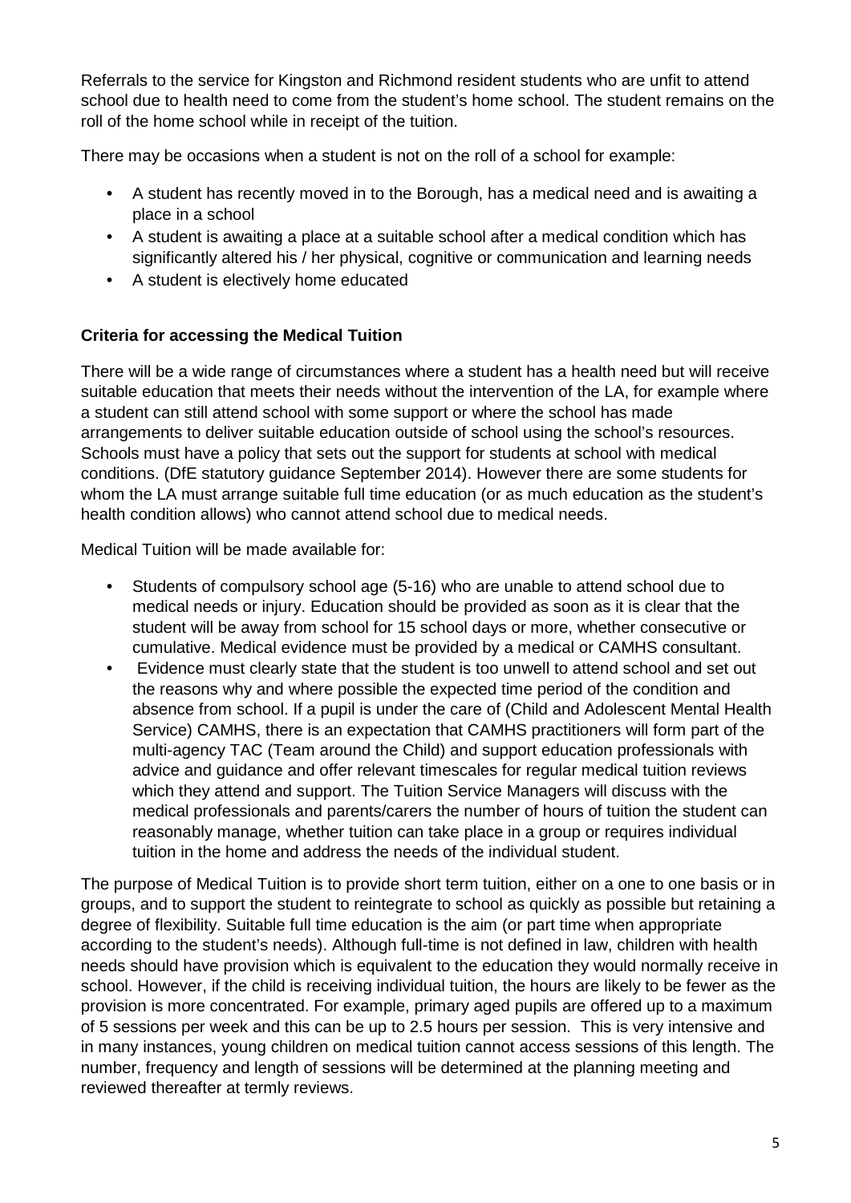Referrals to the service for Kingston and Richmond resident students who are unfit to attend school due to health need to come from the student's home school. The student remains on the roll of the home school while in receipt of the tuition.

There may be occasions when a student is not on the roll of a school for example:

- A student has recently moved in to the Borough, has a medical need and is awaiting a place in a school
- A student is awaiting a place at a suitable school after a medical condition which has significantly altered his / her physical, cognitive or communication and learning needs
- A student is electively home educated

**Criteria for accessing the Medical Tuition**

There will be a wide range of circumstances where a student has a health need but will receive suitable education that meets their needs without the intervention of the LA, for example where a student can still attend school with some support or where the school has made arrangements to deliver suitable education outside of school using the school's resources. Schools must have a policy that sets out the support for students at school with medical conditions. (DfE statutory guidance September 2014). However there are some students for whom the LA must arrange suitable full time education (or as much education as the student's health condition allows) who cannot attend school due to medical needs.

Medical Tuition will be made available for:

- Students of compulsory school age (5-16) who are unable to attend school due to medical needs or injury. Education should be provided as soon as it is clear that the student will be away from school for 15 school days or more, whether consecutive or cumulative. Medical evidence must be provided by a medical or CAMHS consultant.
- Evidence must clearly state that the student is too unwell to attend school and set out the reasons why and where possible the expected time period of the condition and absence from school. If a pupil is under the care of (Child and Adolescent Mental Health Service) CAMHS, there is an expectation that CAMHS practitioners will form part of the multi-agency TAC (Team around the Child) and support education professionals with advice and guidance and offer relevant timescales for regular medical tuition reviews which they attend and support. The Tuition Service Managers will discuss with the medical professionals and parents/carers the number of hours of tuition the student can reasonably manage, whether tuition can take place in a group or requires individual tuition in the home and address the needs of the individual student.

The purpose of Medical Tuition is to provide short term tuition, either on a one to one basis or in groups, and to support the student to reintegrate to school as quickly as possible but retaining a degree of flexibility. Suitable full time education is the aim (or part time when appropriate according to the student's needs). Although full-time is not defined in law, children with health needs should have provision which is equivalent to the education they would normally receive in school. However, if the child is receiving individual tuition, the hours are likely to be fewer as the provision is more concentrated. For example, primary aged pupils are offered up to a maximum of 5 sessions per week and this can be up to 2.5 hours per session. This is very intensive and in many instances, young children on medical tuition cannot access sessions of this length. The number, frequency and length of sessions will be determined at the planning meeting and reviewed thereafter at termly reviews.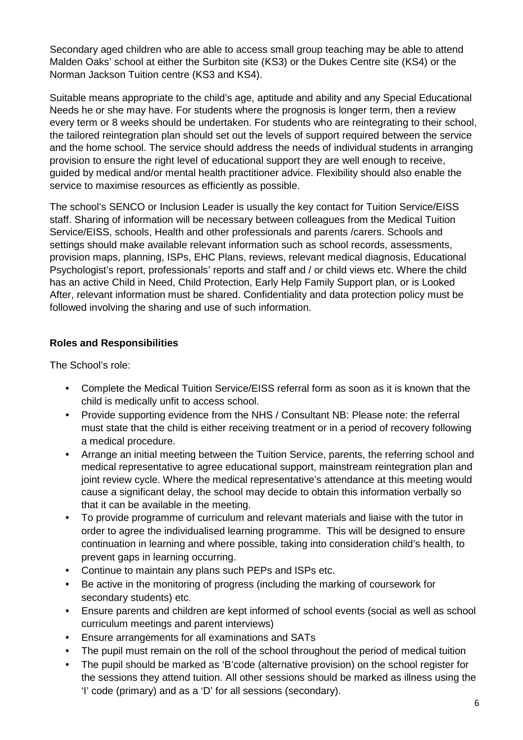Secondary aged children who are able to access small group teaching may be able to attend Malden Oaks' school at either the Surbiton site (KS3) or the Dukes Centre site (KS4) or the Norman Jackson Tuition centre (KS3 and KS4).

Suitable means appropriate to the child's age, aptitude and ability and any Special Educational Needs he or she may have. For students where the prognosis is longer term, then a review every term or 8 weeks should be undertaken. For students who are reintegrating to their school, the tailored reintegration plan should set out the levels of support required between the service and the home school. The service should address the needs of individual students in arranging provision to ensure the right level of educational support they are well enough to receive, guided by medical and/or mental health practitioner advice. Flexibility should also enable the service to maximise resources as efficiently as possible.

The school's SENCO or Inclusion Leader is usually the key contact for Tuition Service/EISS staff. Sharing of information will be necessary between colleagues from the Medical Tuition Service/EISS, schools, Health and other professionals and parents /carers. Schools and settings should make available relevant information such as school records, assessments, provision maps, planning, ISPs, EHC Plans, reviews, relevant medical diagnosis, Educational Psychologist's report, professionals' reports and staff and / or child views etc. Where the child has an active Child in Need, Child Protection, Early Help Family Support plan, or is Looked After, relevant information must be shared. Confidentiality and data protection policy must be followed involving the sharing and use of such information.

**Roles and Responsibilities**

The School's role:

- Complete the Medical Tuition Service/EISS referral form as soon as it is known that the child is medically unfit to access school.
- Provide supporting evidence from the NHS / Consultant NB: Please note: the referral must state that the child is either receiving treatment or in a period of recovery following a medical procedure.
- Arrange an initial meeting between the Tuition Service, parents, the referring school and medical representative to agree educational support, mainstream reintegration plan and joint review cycle. Where the medical representative's attendance at this meeting would cause a significant delay, the school may decide to obtain this information verbally so that it can be available in the meeting.
- To provide programme of curriculum and relevant materials and liaise with the tutor in order to agree the individualised learning programme. This will be designed to ensure continuation in learning and where possible, taking into consideration child's health, to prevent gaps in learning occurring.
- Continue to maintain any plans such PEPs and ISPs etc.
- Be active in the monitoring of progress (including the marking of coursework for secondary students) etc.
- Ensure parents and children are kept informed of school events (social as well as school curriculum meetings and parent interviews)
- Ensure arrangements for all examinations and SATs
- The pupil must remain on the roll of the school throughout the period of medical tuition
- The pupil should be marked as 'B'code (alternative provision) on the school register for the sessions they attend tuition. All other sessions should be marked as illness using the 'I' code (primary) and as a 'D' for all sessions (secondary).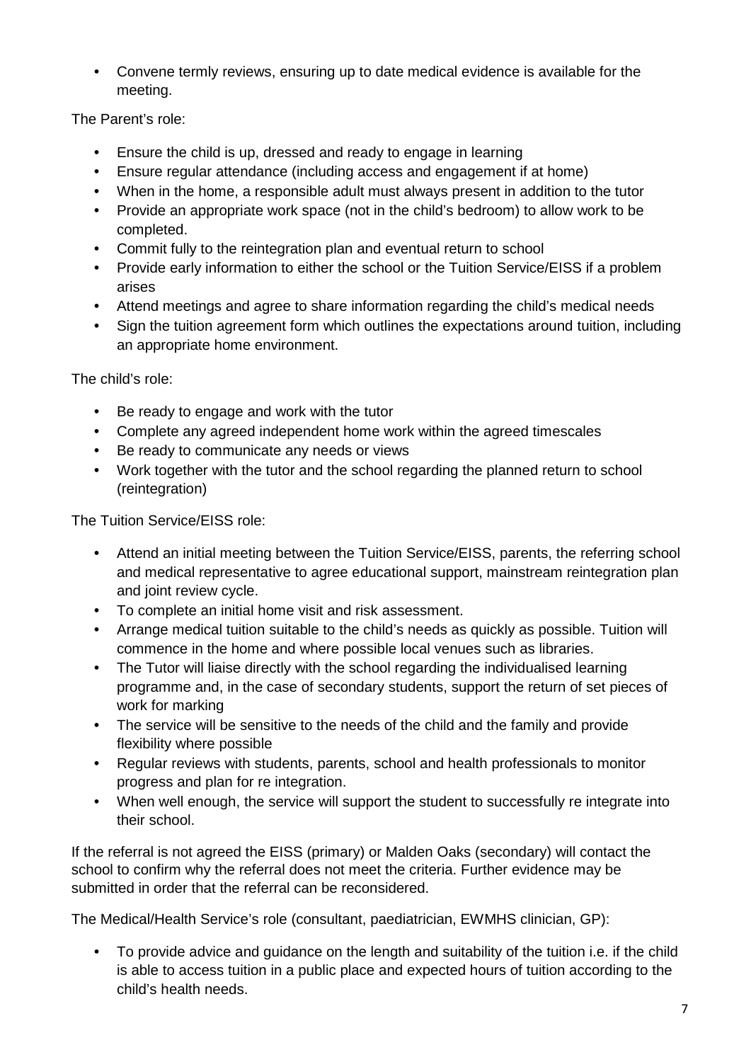- Convene termly reviews, ensuring up to date medical evidence is available for the meeting.

The Parent's role:

- Ensure the child is up, dressed and ready to engage in learning
- Ensure regular attendance (including access and engagement if at home)
- When in the home, a responsible adult must always present in addition to the tutor
- Provide an appropriate work space (not in the child's bedroom) to allow work to be completed.
- Commit fully to the reintegration plan and eventual return to school
- Provide early information to either the school or the Tuition Service/EISS if a problem arises
- Attend meetings and agree to share information regarding the child's medical needs
- Sign the tuition agreement form which outlines the expectations around tuition, including an appropriate home environment.

The child's role:

- Be ready to engage and work with the tutor
- Complete any agreed independent home work within the agreed timescales
- Be ready to communicate any needs or views
- Work together with the tutor and the school regarding the planned return to school (reintegration)

The Tuition Service/EISS role:

- Attend an initial meeting between the Tuition Service/EISS, parents, the referring school and medical representative to agree educational support, mainstream reintegration plan and joint review cycle.
- To complete an initial home visit and risk assessment.
- Arrange medical tuition suitable to the child's needs as quickly as possible. Tuition will commence in the home and where possible local venues such as libraries.
- The Tutor will liaise directly with the school regarding the individualised learning programme and, in the case of secondary students, support the return of set pieces of work for marking
- The service will be sensitive to the needs of the child and the family and provide flexibility where possible
- Regular reviews with students, parents, school and health professionals to monitor progress and plan for re integration.
- When well enough, the service will support the student to successfully re integrate into their school.

If the referral is not agreed the EISS (primary) or Malden Oaks (secondary) will contact the school to confirm why the referral does not meet the criteria. Further evidence may be submitted in order that the referral can be reconsidered.

The Medical/Health Service's role (consultant, paediatrician, EWMHS clinician, GP):

- To provide advice and guidance on the length and suitability of the tuition i.e. if the child is able to access tuition in a public place and expected hours of tuition according to the child's health needs.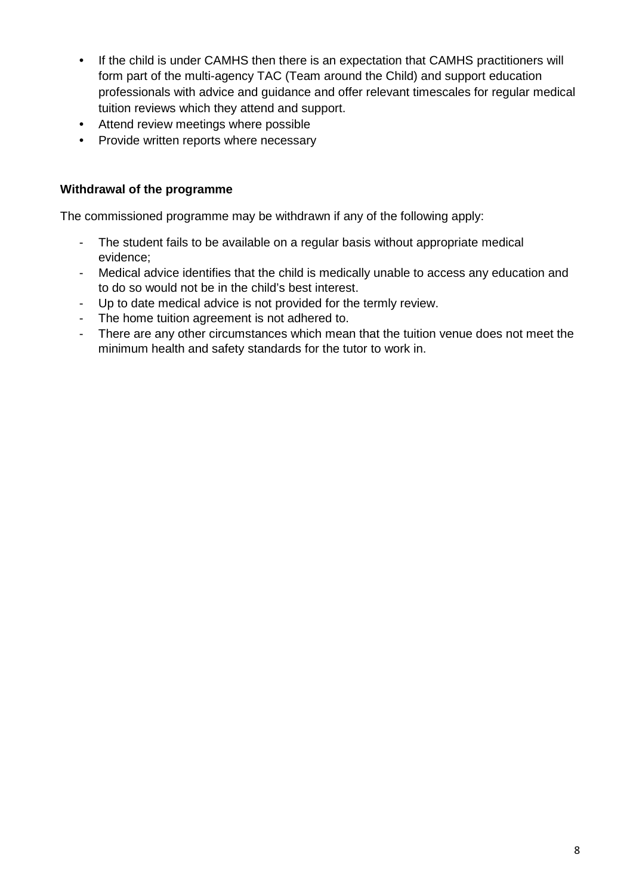- If the child is under CAMHS then there is an expectation that CAMHS practitioners will form part of the multi-agency TAC (Team around the Child) and support education professionals with advice and guidance and offer relevant timescales for regular medical tuition reviews which they attend and support.
- Attend review meetings where possible
- Provide written reports where necessary

**Withdrawal of the programme**

The commissioned programme may be withdrawn if any of the following apply:

- The student fails to be available on a regular basis without appropriate medical evidence;
- Medical advice identifies that the child is medically unable to access any education and to do so would not be in the child's best interest.
- Up to date medical advice is not provided for the termly review.
- The home tuition agreement is not adhered to.
- There are any other circumstances which mean that the tuition venue does not meet the minimum health and safety standards for the tutor to work in.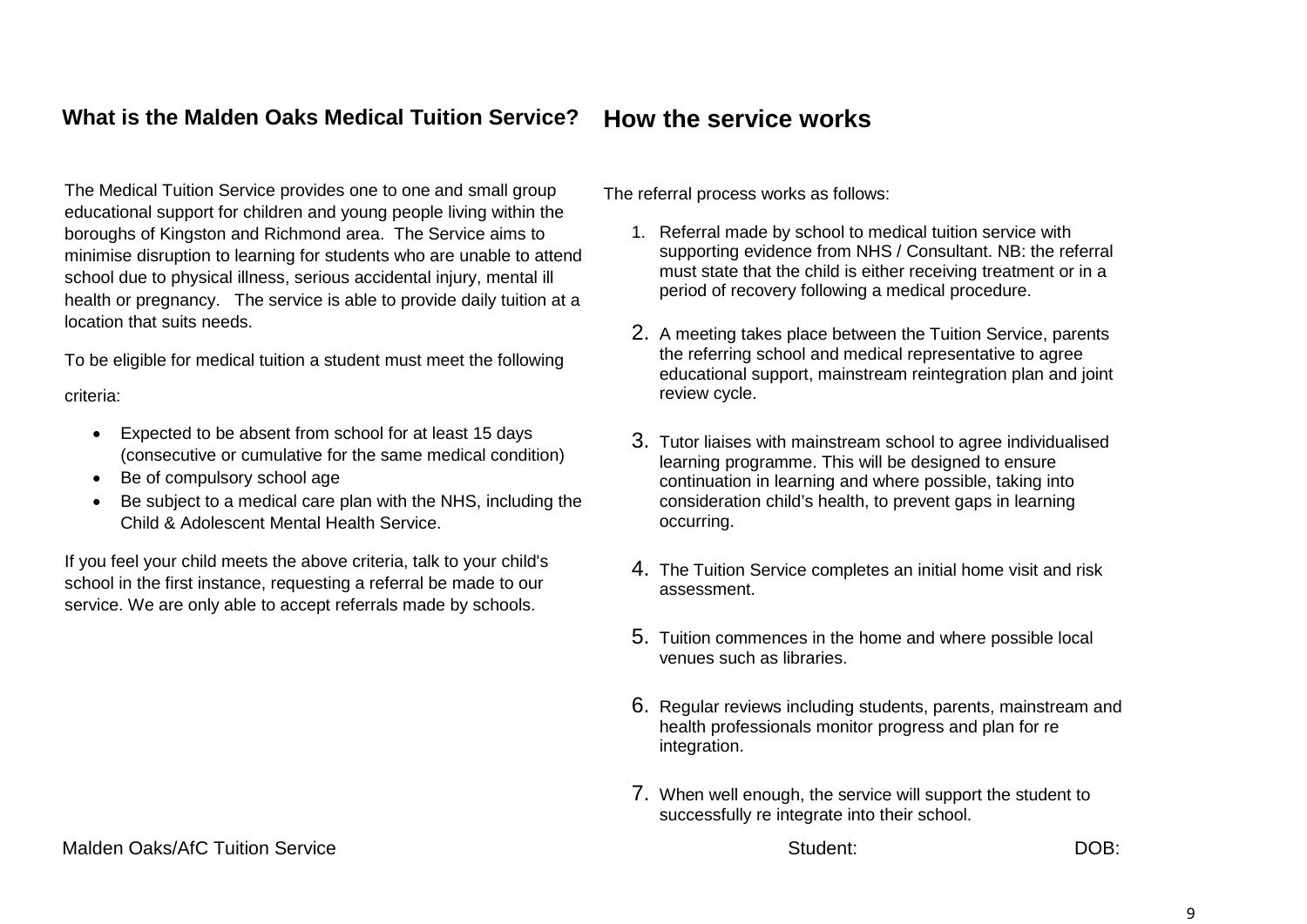## What is the Malden Oaks Medical Tuition Service?

The Medical Tuition Service provides one to one and small group educational support for children and young people living within the boroughs of Kingston and Richmond area. The Service aims to minimise disruption to learning for students who are unable to attend school due to physical illness, serious accidental injury, mental ill health or pregnancy. The service is able to provide daily tuition at a location that suits needs.

To be eligible for medical tuition a student must meet the following criteria:

- Expected to be absent from school for at least 15 days (consecutive or cumulative for the same medical condition)
- Be of compulsory school age
- Be subject to a medical care plan with the NHS, including the Child & Adolescent Mental Health Service.

If you feel your child meets the above criteria, talk to your child's school in the first instance, requesting a referral be made to our service. We are only able to accept referrals made by schools.

## How the service works

The referral process works as follows:

1. Referral made by school to medical tuition service with supporting evidence from NHS / Consultant. NB: the referral must state that the child is either receiving treatment or in a period of recovery following a medical procedure.
2. A meeting takes place between the Tuition Service, parents the referring school and medical representative to agree educational support, mainstream reintegration plan and joint review cycle.
3. Tutor liaises with mainstream school to agree individualised learning programme. This will be designed to ensure continuation in learning and where possible, taking into consideration child's health, to prevent gaps in learning occurring.
4. The Tuition Service completes an initial home visit and risk assessment.
5. Tuition commences in the home and where possible local venues such as libraries.
6. Regular reviews including students, parents, mainstream and health professionals monitor progress and plan for re integration.
7. When well enough, the service will support the student to successfully re integrate into their school.

Malden Oaks/AfC Tuition Service Student: DOB: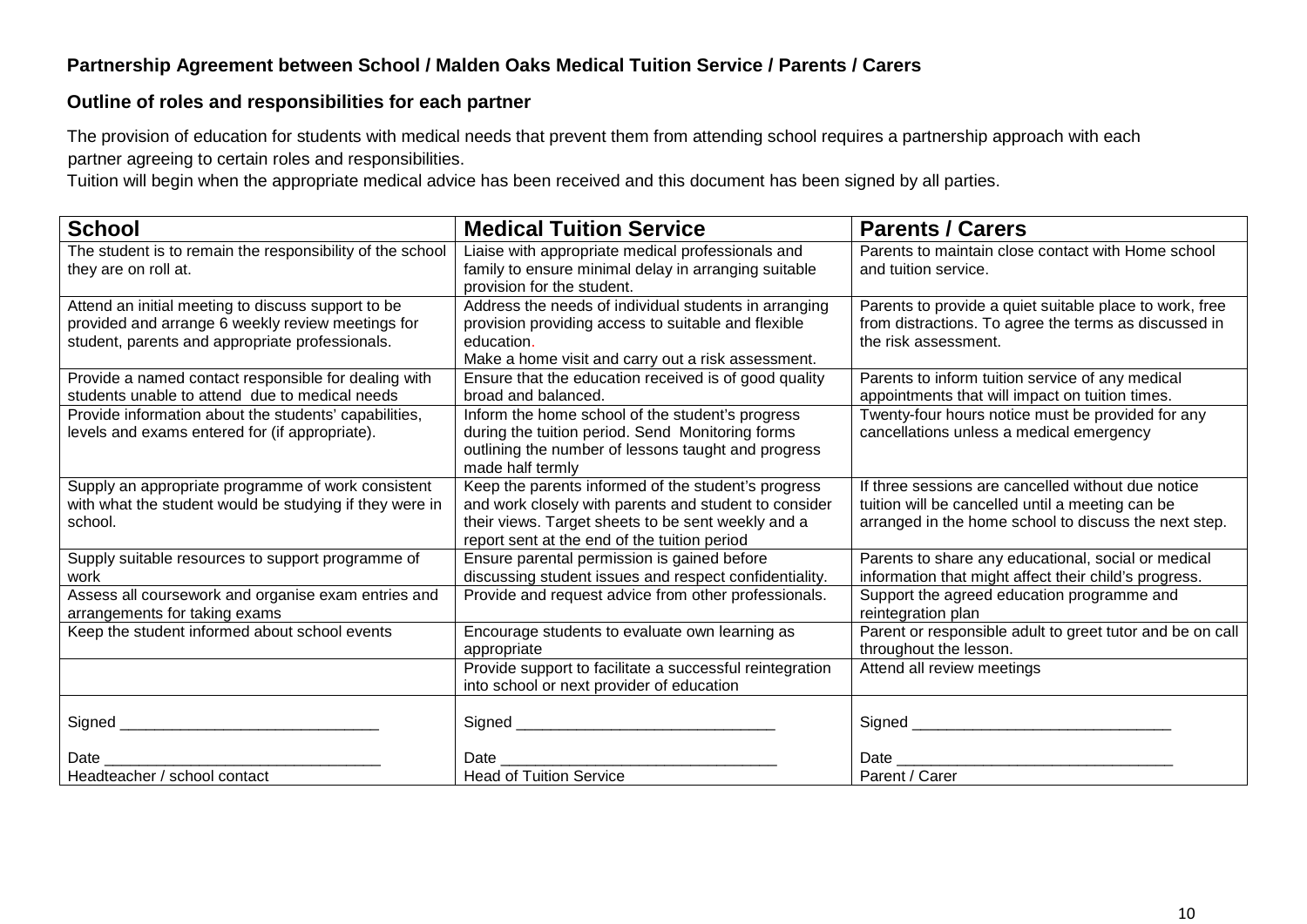**Partnership Agreement between School / Malden Oaks Medical Tuition Service / Parents / Carers**

**Outline of roles and responsibilities for each partner**

The provision of education for students with medical needs that prevent them from attending school requires a partnership approach with each partner agreeing to certain roles and responsibilities.

Tuition will begin when the appropriate medical advice has been received and this document has been signed by all parties.

| School | Medical Tuition Service | Parents / Carers |
|---|---|---|
| The student is to remain the responsibility of the school they are on roll at. | Liaise with appropriate medical professionals and family to ensure minimal delay in arranging suitable provision for the student. | Parents to maintain close contact with Home school and tuition service. |
| Attend an initial meeting to discuss support to be provided and arrange 6 weekly review meetings for student, parents and appropriate professionals. | Address the needs of individual students in arranging provision providing access to suitable and flexible education. Make a home visit and carry out a risk assessment. | Parents to provide a quiet suitable place to work, free from distractions. To agree the terms as discussed in the risk assessment. |
| Provide a named contact responsible for dealing with students unable to attend due to medical needs | Ensure that the education received is of good quality broad and balanced. | Parents to inform tuition service of any medical appointments that will impact on tuition times. |
| Provide information about the students' capabilities, levels and exams entered for (if appropriate). | Inform the home school of the student's progress during the tuition period. Send Monitoring forms outlining the number of lessons taught and progress made half termly | Twenty-four hours notice must be provided for any cancellations unless a medical emergency |
| Supply an appropriate programme of work consistent with what the student would be studying if they were in school. | Keep the parents informed of the student's progress and work closely with parents and student to consider their views. Target sheets to be sent weekly and a report sent at the end of the tuition period | If three sessions are cancelled without due notice tuition will be cancelled until a meeting can be arranged in the home school to discuss the next step. |
| Supply suitable resources to support programme of work | Ensure parental permission is gained before discussing student issues and respect confidentiality. | Parents to share any educational, social or medical information that might affect their child's progress. |
| Assess all coursework and organise exam entries and arrangements for taking exams | Provide and request advice from other professionals. | Support the agreed education programme and reintegration plan |
| Keep the student informed about school events | Encourage students to evaluate own learning as appropriate | Parent or responsible adult to greet tutor and be on call throughout the lesson. |
| | Provide support to facilitate a successful reintegration into school or next provider of education | Attend all review meetings |
| Signed ______________________________<br><br>Date ________________________________<br>Headteacher / school contact | Signed ______________________________<br><br>Date ________________________________<br>Head of Tuition Service | Signed ______________________________<br><br>Date ________________________________<br>Parent / Carer |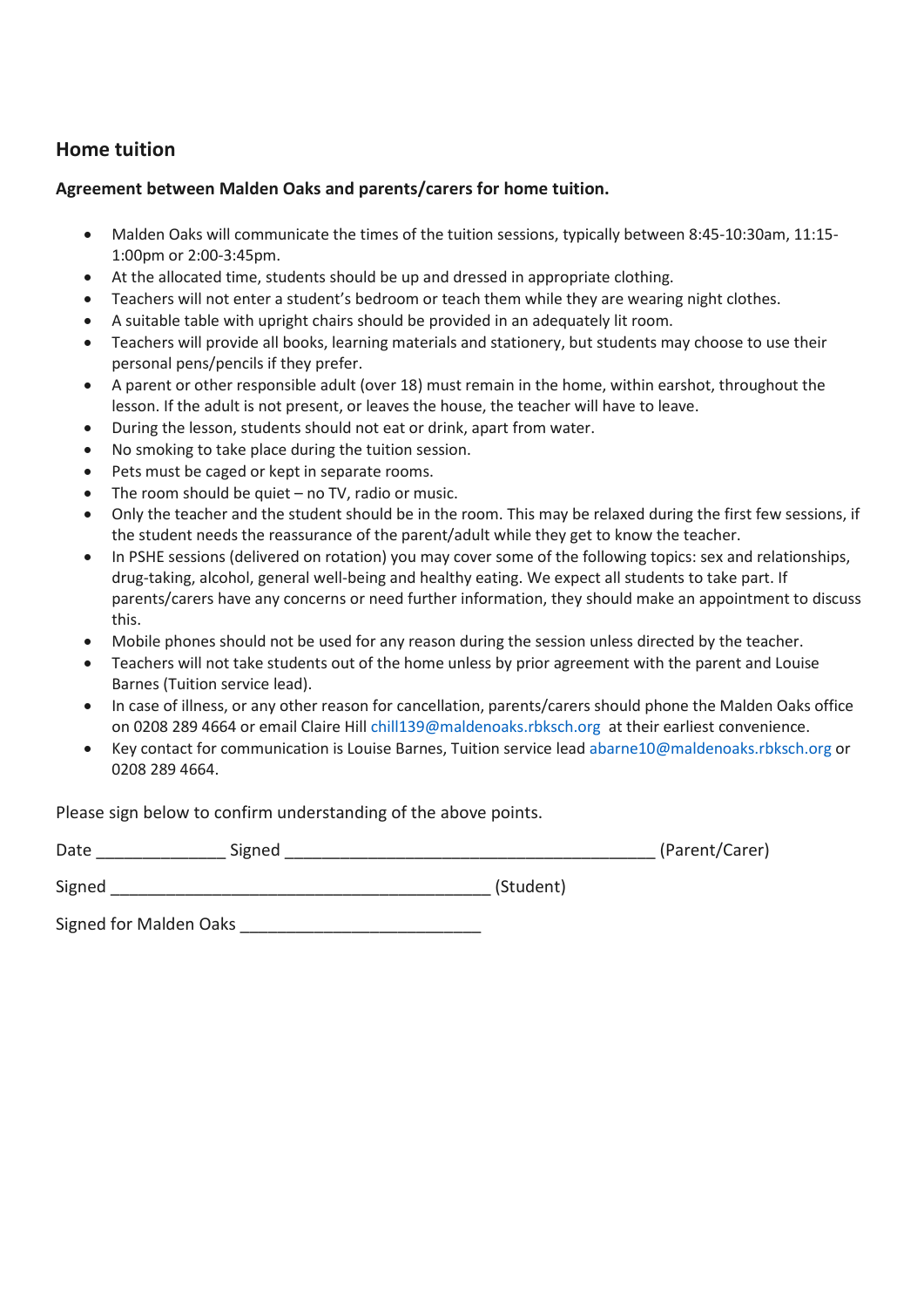## Home tuition

**Agreement between Malden Oaks and parents/carers for home tuition.**

- Malden Oaks will communicate the times of the tuition sessions, typically between 8:45-10:30am, 11:15-1:00pm or 2:00-3:45pm.
- At the allocated time, students should be up and dressed in appropriate clothing.
- Teachers will not enter a student's bedroom or teach them while they are wearing night clothes.
- A suitable table with upright chairs should be provided in an adequately lit room.
- Teachers will provide all books, learning materials and stationery, but students may choose to use their personal pens/pencils if they prefer.
- A parent or other responsible adult (over 18) must remain in the home, within earshot, throughout the lesson. If the adult is not present, or leaves the house, the teacher will have to leave.
- During the lesson, students should not eat or drink, apart from water.
- No smoking to take place during the tuition session.
- Pets must be caged or kept in separate rooms.
- The room should be quiet – no TV, radio or music.
- Only the teacher and the student should be in the room. This may be relaxed during the first few sessions, if the student needs the reassurance of the parent/adult while they get to know the teacher.
- In PSHE sessions (delivered on rotation) you may cover some of the following topics: sex and relationships, drug-taking, alcohol, general well-being and healthy eating. We expect all students to take part. If parents/carers have any concerns or need further information, they should make an appointment to discuss this.
- Mobile phones should not be used for any reason during the session unless directed by the teacher.
- Teachers will not take students out of the home unless by prior agreement with the parent and Louise Barnes (Tuition service lead).
- In case of illness, or any other reason for cancellation, parents/carers should phone the Malden Oaks office on 0208 289 4664 or email Claire Hill chill139@maldenoaks.rbksch.org at their earliest convenience.
- Key contact for communication is Louise Barnes, Tuition service lead abarne10@maldenoaks.rbksch.org or 0208 289 4664.

Please sign below to confirm understanding of the above points.

Date ______________ Signed ________________________________________ (Parent/Carer)

Signed __________________________________________ (Student)

Signed for Malden Oaks __________________________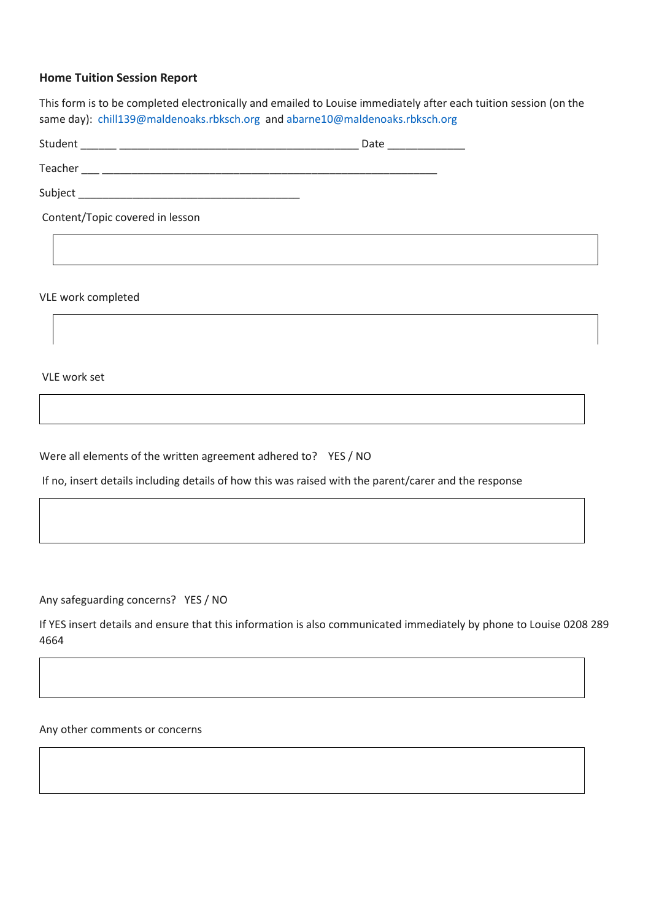**Home Tuition Session Report**

This form is to be completed electronically and emailed to Louise immediately after each tuition session (on the same day): chill139@maldenoaks.rbksch.org and abarne10@maldenoaks.rbksch.org

Student ______ ________________________________________ Date _____________

Teacher ___ ________________________________________________________

Subject _____________________________________

Content/Topic covered in lesson

| |
|---|
| |

VLE work completed

| |
|---|
| |

VLE work set

| |
|---|
| |

Were all elements of the written agreement adhered to? YES / NO

If no, insert details including details of how this was raised with the parent/carer and the response

| |
|---|
| |

Any safeguarding concerns? YES / NO

If YES insert details and ensure that this information is also communicated immediately by phone to Louise 0208 289 4664

| |
|---|
| |

Any other comments or concerns

| |
|---|
| |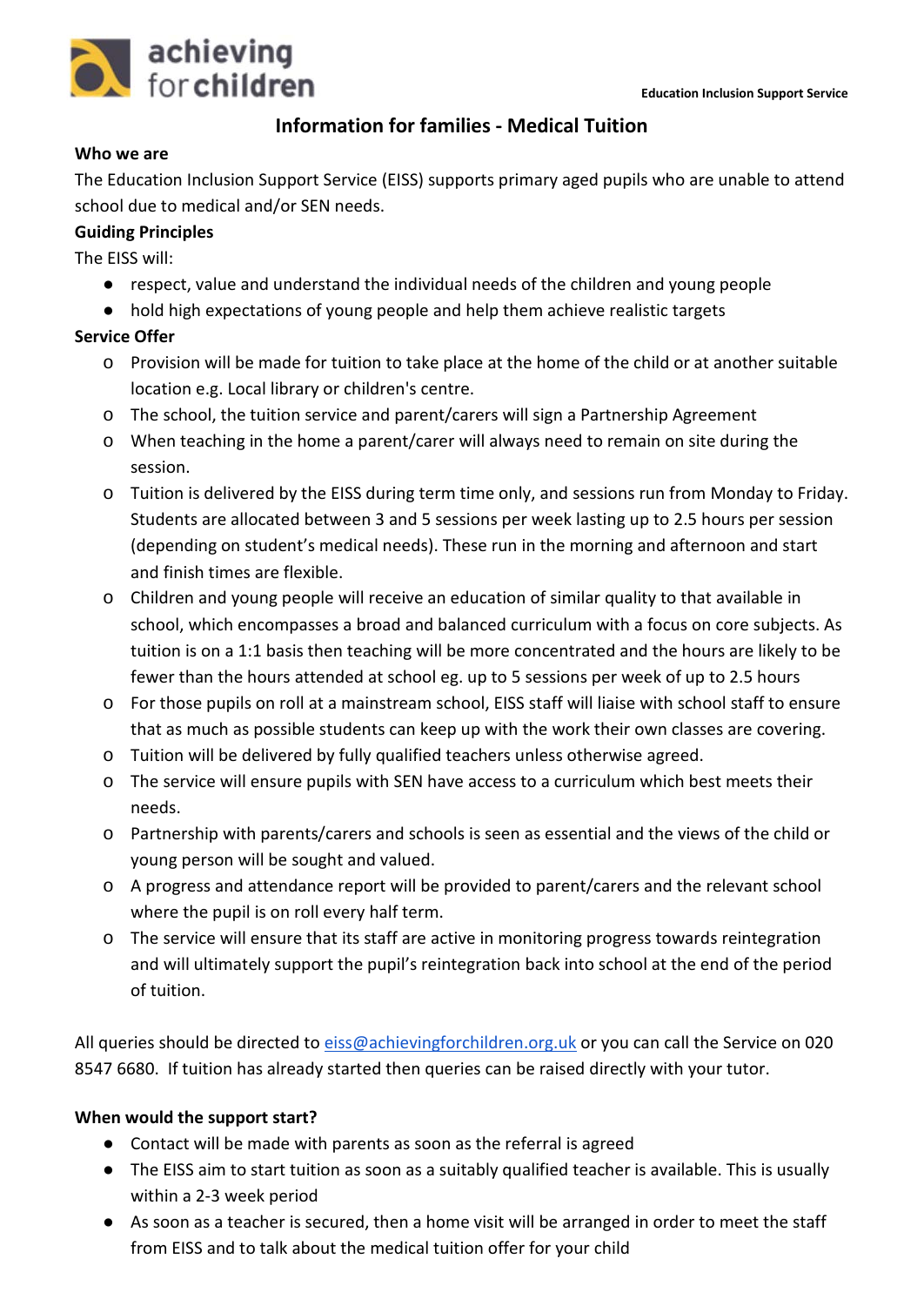**Education Inclusion Support Service**

## Information for families - Medical Tuition

**Who we are**

The Education Inclusion Support Service (EISS) supports primary aged pupils who are unable to attend school due to medical and/or SEN needs.

**Guiding Principles**

The EISS will:

- respect, value and understand the individual needs of the children and young people
- hold high expectations of young people and help them achieve realistic targets

**Service Offer**

- Provision will be made for tuition to take place at the home of the child or at another suitable location e.g. Local library or children's centre.
- The school, the tuition service and parent/carers will sign a Partnership Agreement
- When teaching in the home a parent/carer will always need to remain on site during the session.
- Tuition is delivered by the EISS during term time only, and sessions run from Monday to Friday. Students are allocated between 3 and 5 sessions per week lasting up to 2.5 hours per session (depending on student's medical needs). These run in the morning and afternoon and start and finish times are flexible.
- Children and young people will receive an education of similar quality to that available in school, which encompasses a broad and balanced curriculum with a focus on core subjects. As tuition is on a 1:1 basis then teaching will be more concentrated and the hours are likely to be fewer than the hours attended at school eg. up to 5 sessions per week of up to 2.5 hours
- For those pupils on roll at a mainstream school, EISS staff will liaise with school staff to ensure that as much as possible students can keep up with the work their own classes are covering.
- Tuition will be delivered by fully qualified teachers unless otherwise agreed.
- The service will ensure pupils with SEN have access to a curriculum which best meets their needs.
- Partnership with parents/carers and schools is seen as essential and the views of the child or young person will be sought and valued.
- A progress and attendance report will be provided to parent/carers and the relevant school where the pupil is on roll every half term.
- The service will ensure that its staff are active in monitoring progress towards reintegration and will ultimately support the pupil's reintegration back into school at the end of the period of tuition.

All queries should be directed to eiss@achievingforchildren.org.uk or you can call the Service on 020 8547 6680. If tuition has already started then queries can be raised directly with your tutor.

**When would the support start?**

- Contact will be made with parents as soon as the referral is agreed
- The EISS aim to start tuition as soon as a suitably qualified teacher is available. This is usually within a 2-3 week period
- As soon as a teacher is secured, then a home visit will be arranged in order to meet the staff from EISS and to talk about the medical tuition offer for your child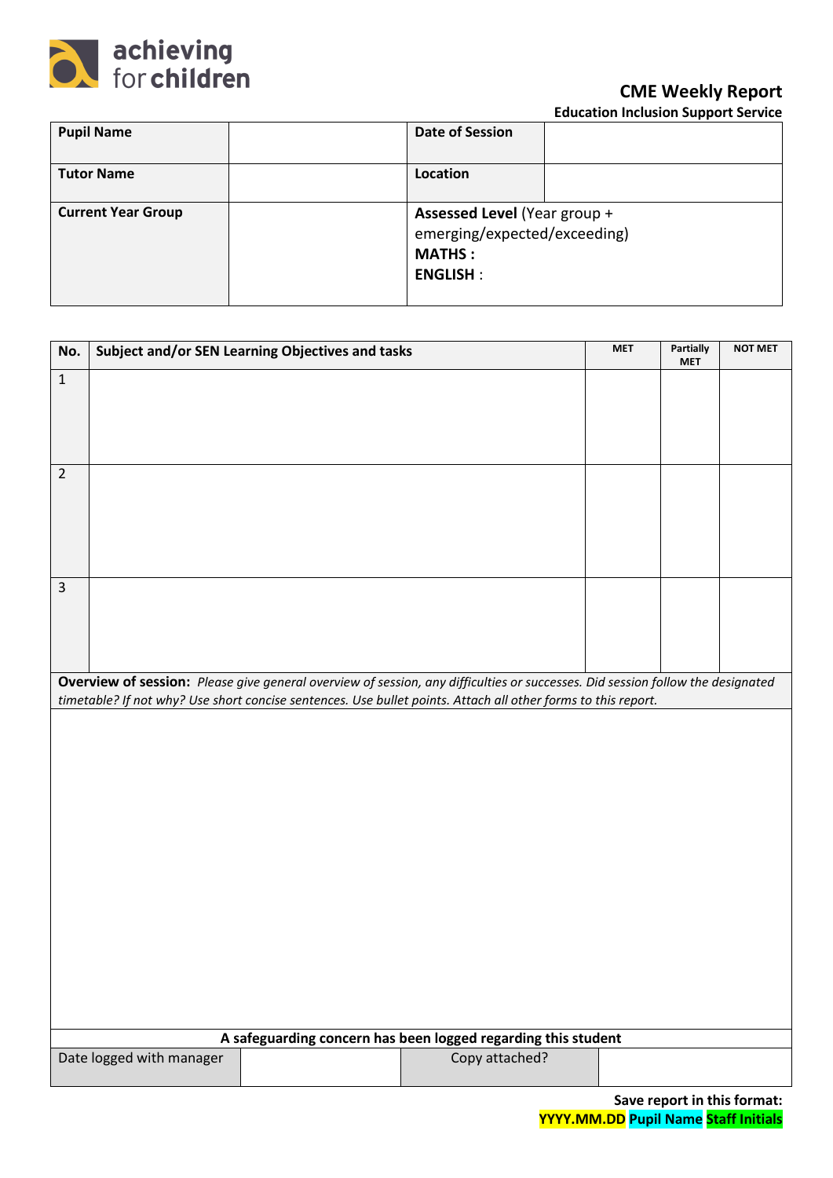achieving for children

# CME Weekly Report

**Education Inclusion Support Service**

| **Pupil Name** | | **Date of Session** | |
|---|---|---|---|
| **Tutor Name** | | **Location** | |
| **Current Year Group** | | **Assessed Level** (Year group + emerging/expected/exceeding)<br>**MATHS :**<br>**ENGLISH** : | |

| No. | Subject and/or SEN Learning Objectives and tasks | MET | Partially MET | NOT MET |
|---|---|---|---|---|
| 1 | | | | |
| 2 | | | | |
| 3 | | | | |

**Overview of session:** *Please give general overview of session, any difficulties or successes. Did session follow the designated timetable? If not why? Use short concise sentences. Use bullet points. Attach all other forms to this report.*

| **A safeguarding concern has been logged regarding this student** | | | |
|---|---|---|---|
| Date logged with manager | | Copy attached? | |

**Save report in this format:**
**YYYY.MM.DD Pupil Name Staff Initials**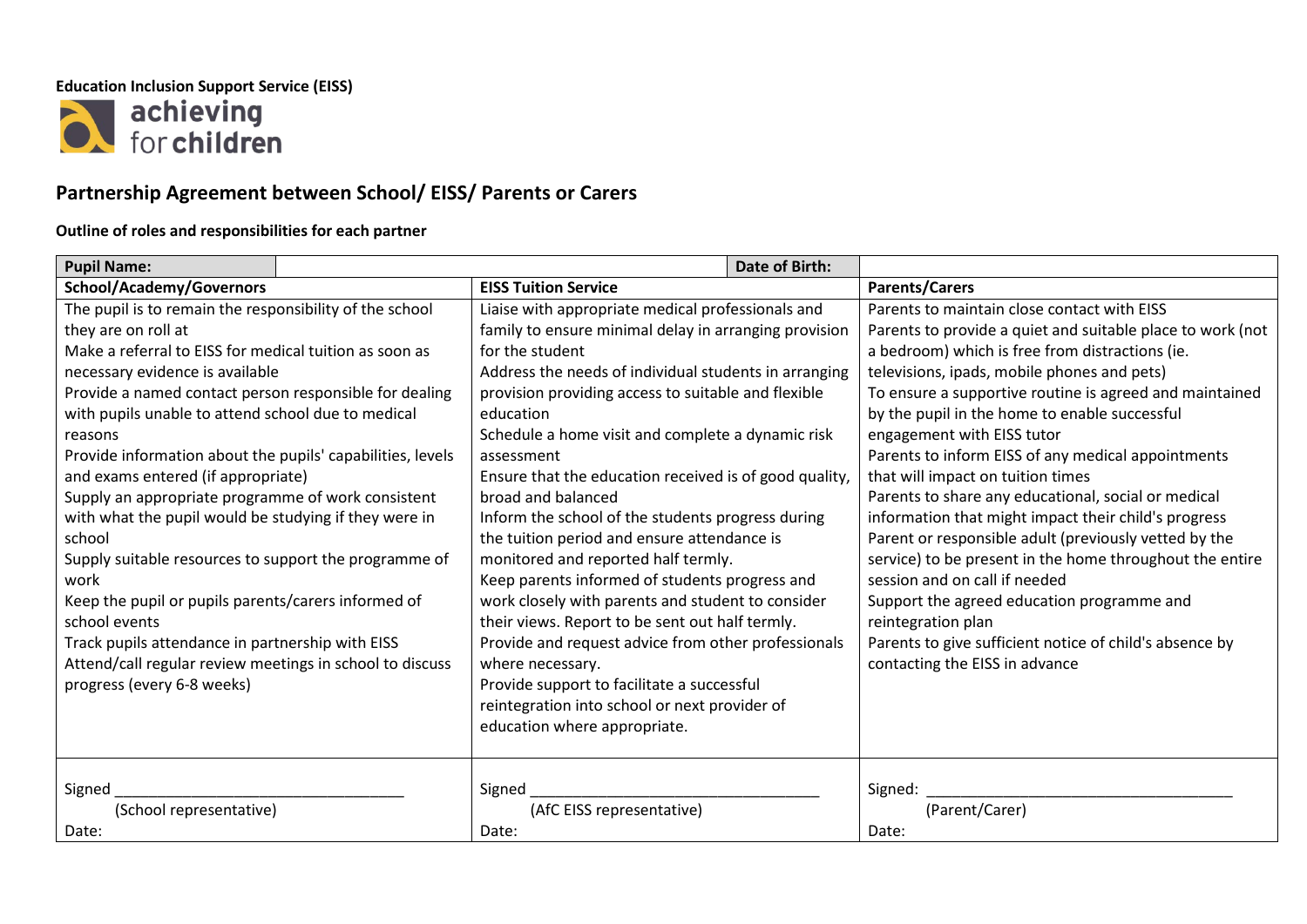**Education Inclusion Support Service (EISS)**

achieving for children

## Partnership Agreement between School/ EISS/ Parents or Carers

**Outline of roles and responsibilities for each partner**

| **Pupil Name:** | | **Date of Birth:** |
|---|---|---|
| **School/Academy/Governors** | **EISS Tuition Service** | **Parents/Carers** |
| The pupil is to remain the responsibility of the school they are on roll at<br>Make a referral to EISS for medical tuition as soon as necessary evidence is available<br>Provide a named contact person responsible for dealing with pupils unable to attend school due to medical reasons<br>Provide information about the pupils' capabilities, levels and exams entered (if appropriate)<br>Supply an appropriate programme of work consistent with what the pupil would be studying if they were in school<br>Supply suitable resources to support the programme of work<br>Keep the pupil or pupils parents/carers informed of school events<br>Track pupils attendance in partnership with EISS<br>Attend/call regular review meetings in school to discuss progress (every 6-8 weeks) | Liaise with appropriate medical professionals and family to ensure minimal delay in arranging provision for the student<br>Address the needs of individual students in arranging provision providing access to suitable and flexible education<br>Schedule a home visit and complete a dynamic risk assessment<br>Ensure that the education received is of good quality, broad and balanced<br>Inform the school of the students progress during the tuition period and ensure attendance is monitored and reported half termly.<br>Keep parents informed of students progress and work closely with parents and student to consider their views. Report to be sent out half termly.<br>Provide and request advice from other professionals where necessary.<br>Provide support to facilitate a successful reintegration into school or next provider of education where appropriate. | Parents to maintain close contact with EISS<br>Parents to provide a quiet and suitable place to work (not a bedroom) which is free from distractions (ie. televisions, ipads, mobile phones and pets)<br>To ensure a supportive routine is agreed and maintained by the pupil in the home to enable successful engagement with EISS tutor<br>Parents to inform EISS of any medical appointments that will impact on tuition times<br>Parents to share any educational, social or medical information that might impact their child's progress<br>Parent or responsible adult (previously vetted by the service) to be present in the home throughout the entire session and on call if needed<br>Support the agreed education programme and reintegration plan<br>Parents to give sufficient notice of child's absence by contacting the EISS in advance |
| Signed \_\_\_\_\_\_\_\_\_\_\_\_\_\_\_\_\_\_\_\_\_\_\_\_\_\_\_\_\_\_\_\_<br>(School representative)<br>Date: | Signed \_\_\_\_\_\_\_\_\_\_\_\_\_\_\_\_\_\_\_\_\_\_\_\_\_\_\_\_\_\_\_\_<br>(AfC EISS representative)<br>Date: | Signed: \_\_\_\_\_\_\_\_\_\_\_\_\_\_\_\_\_\_\_\_\_\_\_\_\_\_\_\_\_\_\_\_<br>(Parent/Carer)<br>Date: |